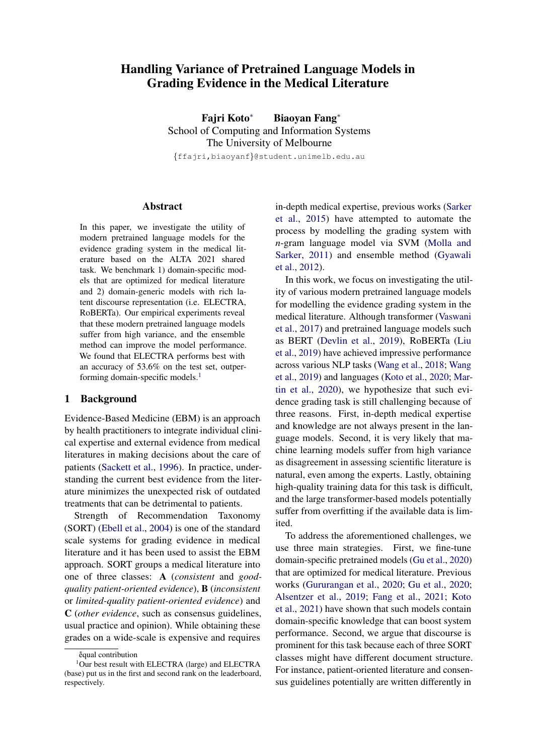# Handling Variance of Pretrained Language Models in Grading Evidence in the Medical Literature

**Fajri Koto*** **Biaoyan Fang***
School of Computing and Information Systems
The University of Melbourne
{ffajri,biaoyanf}@student.unimelb.edu.au

## Abstract

In this paper, we investigate the utility of modern pretrained language models for the evidence grading system in the medical literature based on the ALTA 2021 shared task. We benchmark 1) domain-specific models that are optimized for medical literature and 2) domain-generic models with rich latent discourse representation (i.e. ELECTRA, RoBERTa). Our empirical experiments reveal that these modern pretrained language models suffer from high variance, and the ensemble method can improve the model performance. We found that ELECTRA performs best with an accuracy of 53.6% on the test set, outperforming domain-specific models.[1]

## 1 Background

Evidence-Based Medicine (EBM) is an approach by health practitioners to integrate individual clinical expertise and external evidence from medical literatures in making decisions about the care of patients (Sackett et al., 1996). In practice, understanding the current best evidence from the literature minimizes the unexpected risk of outdated treatments that can be detrimental to patients.

Strength of Recommendation Taxonomy (SORT) (Ebell et al., 2004) is one of the standard scale systems for grading evidence in medical literature and it has been used to assist the EBM approach. SORT groups a medical literature into one of three classes: **A** (*consistent* and *good-quality patient-oriented evidence*), **B** (*inconsistent* or *limited-quality patient-oriented evidence*) and **C** (*other evidence*, such as consensus guidelines, usual practice and opinion). While obtaining these grades on a wide-scale is expensive and requires in-depth medical expertise, previous works (Sarker et al., 2015) have attempted to automate the process by modelling the grading system with *n*-gram language model via SVM (Molla and Sarker, 2011) and ensemble method (Gyawali et al., 2012).

In this work, we focus on investigating the utility of various modern pretrained language models for modelling the evidence grading system in the medical literature. Although transformer (Vaswani et al., 2017) and pretrained language models such as BERT (Devlin et al., 2019), RoBERTa (Liu et al., 2019) have achieved impressive performance across various NLP tasks (Wang et al., 2018; Wang et al., 2019) and languages (Koto et al., 2020; Martin et al., 2020), we hypothesize that such evidence grading task is still challenging because of three reasons. First, in-depth medical expertise and knowledge are not always present in the language models. Second, it is very likely that machine learning models suffer from high variance as disagreement in assessing scientific literature is natural, even among the experts. Lastly, obtaining high-quality training data for this task is difficult, and the large transformer-based models potentially suffer from overfitting if the available data is limited.

To address the aforementioned challenges, we use three main strategies. First, we fine-tune domain-specific pretrained models (Gu et al., 2020) that are optimized for medical literature. Previous works (Gururangan et al., 2020; Gu et al., 2020; Alsentzer et al., 2019; Fang et al., 2021; Koto et al., 2021) have shown that such models contain domain-specific knowledge that can boost system performance. Second, we argue that discourse is prominent for this task because each of three SORT classes might have different document structure. For instance, patient-oriented literature and consensus guidelines potentially are written differently in

*equal contribution

[1]Our best result with ELECTRA (large) and ELECTRA (base) put us in the first and second rank on the leaderboard, respectively.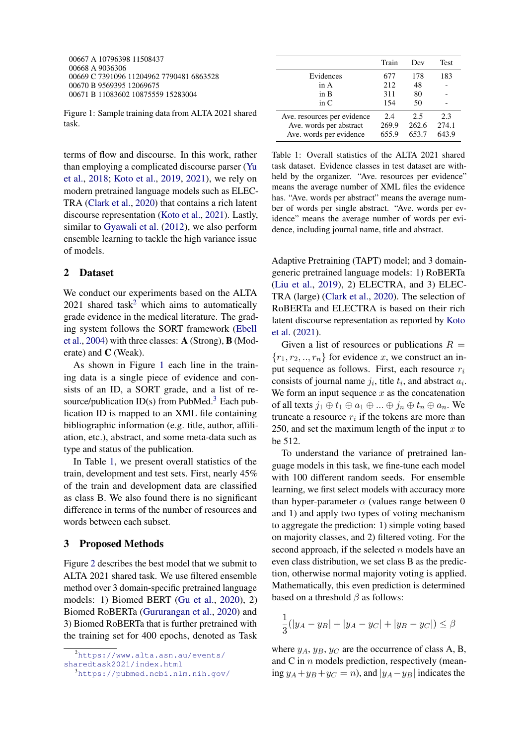```
00667 A 10796398 11508437
00668 A 9036306
00669 C 7391096 11204962 7790481 6863528
00670 B 9569395 12069675
00671 B 11083602 10875559 15283004
```

Figure 1: Sample training data from ALTA 2021 shared task.

terms of flow and discourse. In this work, rather than employing a complicated discourse parser (Yu et al., 2018; Koto et al., 2019, 2021), we rely on modern pretrained language models such as ELECTRA (Clark et al., 2020) that contains a rich latent discourse representation (Koto et al., 2021). Lastly, similar to Gyawali et al. (2012), we also perform ensemble learning to tackle the high variance issue of models.

## 2 Dataset

We conduct our experiments based on the ALTA 2021 shared task[2] which aims to automatically grade evidence in the medical literature. The grading system follows the SORT framework (Ebell et al., 2004) with three classes: **A** (Strong), **B** (Moderate) and **C** (Weak).

As shown in Figure 1 each line in the training data is a single piece of evidence and consists of an ID, a SORT grade, and a list of resource/publication ID(s) from PubMed.[3] Each publication ID is mapped to an XML file containing bibliographic information (e.g. title, author, affiliation, etc.), abstract, and some meta-data such as type and status of the publication.

In Table 1, we present overall statistics of the train, development and test sets. First, nearly 45% of the train and development data are classified as class B. We also found there is no significant difference in terms of the number of resources and words between each subset.

| | Train | Dev | Test |
|---|---|---|---|
| Evidences | 677 | 178 | 183 |
| in A | 212 | 48 | - |
| in B | 311 | 80 | - |
| in C | 154 | 50 | - |
| Ave. resources per evidence | 2.4 | 2.5 | 2.3 |
| Ave. words per abstract | 269.9 | 262.6 | 274.1 |
| Ave. words per evidence | 655.9 | 653.7 | 643.9 |

Table 1: Overall statistics of the ALTA 2021 shared task dataset. Evidence classes in test dataset are withheld by the organizer. "Ave. resources per evidence" means the average number of XML files the evidence has. "Ave. words per abstract" means the average number of words per single abstract. "Ave. words per evidence" means the average number of words per evidence, including journal name, title and abstract.

## 3 Proposed Methods

Figure 2 describes the best model that we submit to ALTA 2021 shared task. We use filtered ensemble method over 3 domain-specific pretrained language models: 1) Biomed BERT (Gu et al., 2020), 2) Biomed RoBERTa (Gururangan et al., 2020) and 3) Biomed RoBERTa that is further pretrained with the training set for 400 epochs, denoted as Task Adaptive Pretraining (TAPT) model; and 3 domain-generic pretrained language models: 1) RoBERTa (Liu et al., 2019), 2) ELECTRA, and 3) ELECTRA (large) (Clark et al., 2020). The selection of RoBERTa and ELECTRA is based on their rich latent discourse representation as reported by Koto et al. (2021).

Given a list of resources or publications $R = \{r_1, r_2, .., r_n\}$ for evidence $x$, we construct an input sequence as follows. First, each resource $r_i$ consists of journal name $j_i$, title $t_i$, and abstract $a_i$. We form an input sequence $x$ as the concatenation of all texts $j_1 \oplus t_1 \oplus a_1 \oplus ... \oplus j_n \oplus t_n \oplus a_n$. We truncate a resource $r_i$ if the tokens are more than 250, and set the maximum length of the input $x$ to be 512.

To understand the variance of pretrained language models in this task, we fine-tune each model with 100 different random seeds. For ensemble learning, we first select models with accuracy more than hyper-parameter $\alpha$ (values range between 0 and 1) and apply two types of voting mechanism to aggregate the prediction: 1) simple voting based on majority classes, and 2) filtered voting. For the second approach, if the selected $n$ models have an even class distribution, we set class B as the prediction, otherwise normal majority voting is applied. Mathematically, this even prediction is determined based on a threshold $\beta$ as follows:

$$\frac{1}{3}(|y_A - y_B| + |y_A - y_C| + |y_B - y_C|) \leq \beta$$

where $y_A$, $y_B$, $y_C$ are the occurrence of class A, B, and C in $n$ models prediction, respectively (meaning $y_A + y_B + y_C = n$), and $|y_A - y_B|$ indicates the

[2] https://www.alta.asn.au/events/sharedtask2021/index.html

[3] https://pubmed.ncbi.nlm.nih.gov/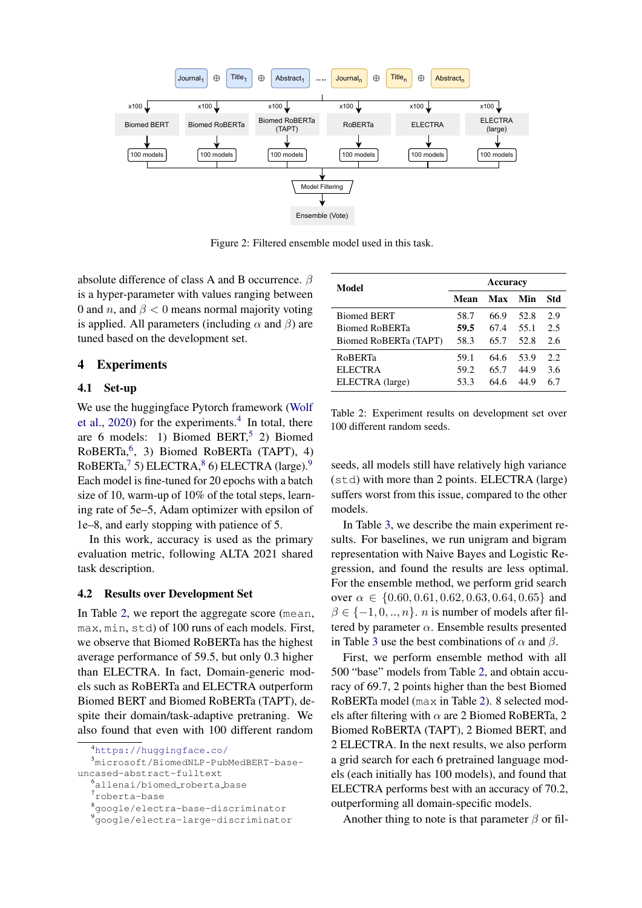Figure 2: Filtered ensemble model used in this task.

absolute difference of class A and B occurrence. $\beta$ is a hyper-parameter with values ranging between 0 and $n$, and $\beta < 0$ means normal majority voting is applied. All parameters (including $\alpha$ and $\beta$) are tuned based on the development set.

## 4 Experiments

### 4.1 Set-up

We use the huggingface Pytorch framework (Wolf et al., 2020) for the experiments.[4] In total, there are 6 models: 1) Biomed BERT,[5] 2) Biomed RoBERTa,[6], 3) Biomed RoBERTa (TAPT), 4) RoBERTa,[7] 5) ELECTRA,[8] 6) ELECTRA (large).[9] Each model is fine-tuned for 20 epochs with a batch size of 10, warm-up of 10% of the total steps, learning rate of 5e–5, Adam optimizer with epsilon of 1e–8, and early stopping with patience of 5.

In this work, accuracy is used as the primary evaluation metric, following ALTA 2021 shared task description.

### 4.2 Results over Development Set

In Table 2, we report the aggregate score (`mean`, `max`, `min`, `std`) of 100 runs of each models. First, we observe that Biomed RoBERTa has the highest average performance of 59.5, but only 0.3 higher than ELECTRA. In fact, Domain-generic models such as RoBERTa and ELECTRA outperform Biomed BERT and Biomed RoBERTa (TAPT), despite their domain/task-adaptive pretraining. We also found that even with 100 different random seeds, all models still have relatively high variance (`std`) with more than 2 points. ELECTRA (large) suffers worst from this issue, compared to the other models.

| Model | Accuracy | | | |
|---|---|---|---|---|
| | **Mean** | **Max** | **Min** | **Std** |
| Biomed BERT | 58.7 | 66.9 | 52.8 | 2.9 |
| Biomed RoBERTa | **59.5** | 67.4 | 55.1 | 2.5 |
| Biomed RoBERTa (TAPT) | 58.3 | 65.7 | 52.8 | 2.6 |
| RoBERTa | 59.1 | 64.6 | 53.9 | 2.2 |
| ELECTRA | 59.2 | 65.7 | 44.9 | 3.6 |
| ELECTRA (large) | 53.3 | 64.6 | 44.9 | 6.7 |

Table 2: Experiment results on development set over 100 different random seeds.

In Table 3, we describe the main experiment results. For baselines, we run unigram and bigram representation with Naive Bayes and Logistic Regression, and found the results are less optimal. For the ensemble method, we perform grid search over $\alpha \in \{0.60, 0.61, 0.62, 0.63, 0.64, 0.65\}$ and $\beta \in \{-1, 0, .., n\}$. $n$ is number of models after filtered by parameter $\alpha$. Ensemble results presented in Table 3 use the best combinations of $\alpha$ and $\beta$.

First, we perform ensemble method with all 500 "base" models from Table 2, and obtain accuracy of 69.7, 2 points higher than the best Biomed RoBERTa model (`max` in Table 2). 8 selected models after filtering with $\alpha$ are 2 Biomed RoBERTa, 2 Biomed ROBERTA (TAPT), 2 Biomed BERT, and 2 ELECTRA. In the next results, we also perform a grid search for each 6 pretrained language models (each initially has 100 models), and found that ELECTRA performs best with an accuracy of 70.2, outperforming all domain-specific models.

Another thing to note is that parameter $\beta$ or fil-

[4] https://huggingface.co/
[5] microsoft/BiomedNLP-PubMedBERT-base-uncased-abstract-fulltext
[6] allenai/biomed_roberta_base
[7] roberta-base
[8] google/electra-base-discriminator
[9] google/electra-large-discriminator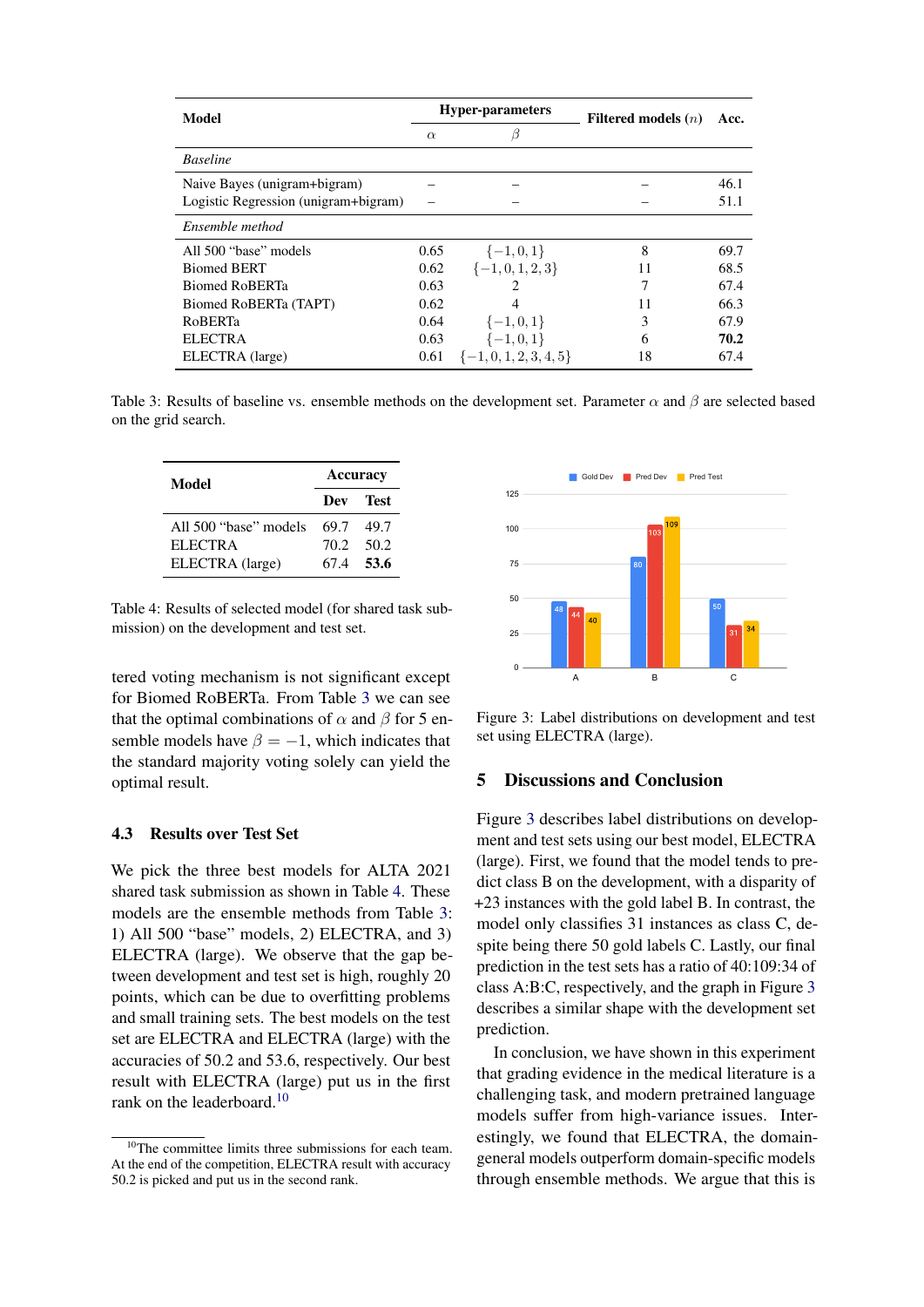| Model | Hyper-parameters | | Filtered models ($n$) | Acc. |
|---|---|---|---|---|
| | $\alpha$ | $\beta$ | | |
| *Baseline* | | | | |
| Naive Bayes (unigram+bigram) | – | – | – | 46.1 |
| Logistic Regression (unigram+bigram) | – | – | – | 51.1 |
| *Ensemble method* | | | | |
| All 500 "base" models | 0.65 | $\{-1, 0, 1\}$ | 8 | 69.7 |
| Biomed BERT | 0.62 | $\{-1, 0, 1, 2, 3\}$ | 11 | 68.5 |
| Biomed RoBERTa | 0.63 | 2 | 7 | 67.4 |
| Biomed RoBERTa (TAPT) | 0.62 | 4 | 11 | 66.3 |
| RoBERTa | 0.64 | $\{-1, 0, 1\}$ | 3 | 67.9 |
| ELECTRA | 0.63 | $\{-1, 0, 1\}$ | 6 | **70.2** |
| ELECTRA (large) | 0.61 | $\{-1, 0, 1, 2, 3, 4, 5\}$ | 18 | 67.4 |

Table 3: Results of baseline vs. ensemble methods on the development set. Parameter $\alpha$ and $\beta$ are selected based on the grid search.

| Model | Accuracy | |
|---|---|---|
| | Dev | Test |
| All 500 "base" models | 69.7 | 49.7 |
| ELECTRA | 70.2 | 50.2 |
| ELECTRA (large) | 67.4 | **53.6** |

Table 4: Results of selected model (for shared task submission) on the development and test set.

tered voting mechanism is not significant except for Biomed RoBERTa. From Table 3 we can see that the optimal combinations of $\alpha$ and $\beta$ for 5 ensemble models have $\beta = -1$, which indicates that the standard majority voting solely can yield the optimal result.

### 4.3 Results over Test Set

We pick the three best models for ALTA 2021 shared task submission as shown in Table 4. These models are the ensemble methods from Table 3: 1) All 500 "base" models, 2) ELECTRA, and 3) ELECTRA (large). We observe that the gap between development and test set is high, roughly 20 points, which can be due to overfitting problems and small training sets. The best models on the test set are ELECTRA and ELECTRA (large) with the accuracies of 50.2 and 53.6, respectively. Our best result with ELECTRA (large) put us in the first rank on the leaderboard.[10]

[10]The committee limits three submissions for each team. At the end of the competition, ELECTRA result with accuracy 50.2 is picked and put us in the second rank.

Figure 3: Label distributions on development and test set using ELECTRA (large).

## 5 Discussions and Conclusion

Figure 3 describes label distributions on development and test sets using our best model, ELECTRA (large). First, we found that the model tends to predict class B on the development, with a disparity of +23 instances with the gold label B. In contrast, the model only classifies 31 instances as class C, despite being there 50 gold labels C. Lastly, our final prediction in the test sets has a ratio of 40:109:34 of class A:B:C, respectively, and the graph in Figure 3 describes a similar shape with the development set prediction.

In conclusion, we have shown in this experiment that grading evidence in the medical literature is a challenging task, and modern pretrained language models suffer from high-variance issues. Interestingly, we found that ELECTRA, the domain-general models outperform domain-specific models through ensemble methods. We argue that this is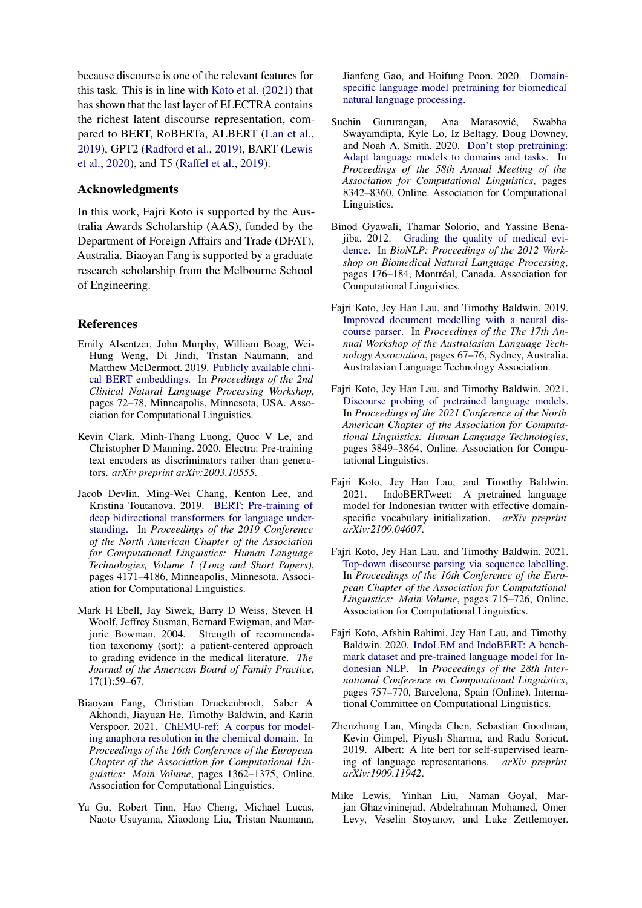because discourse is one of the relevant features for this task. This is in line with Koto et al. (2021) that has shown that the last layer of ELECTRA contains the richest latent discourse representation, compared to BERT, RoBERTa, ALBERT (Lan et al., 2019), GPT2 (Radford et al., 2019), BART (Lewis et al., 2020), and T5 (Raffel et al., 2019).

## Acknowledgments

In this work, Fajri Koto is supported by the Australia Awards Scholarship (AAS), funded by the Department of Foreign Affairs and Trade (DFAT), Australia. Biaoyan Fang is supported by a graduate research scholarship from the Melbourne School of Engineering.

## References

Emily Alsentzer, John Murphy, William Boag, Wei-Hung Weng, Di Jindi, Tristan Naumann, and Matthew McDermott. 2019. Publicly available clinical BERT embeddings. In *Proceedings of the 2nd Clinical Natural Language Processing Workshop*, pages 72–78, Minneapolis, Minnesota, USA. Association for Computational Linguistics.

Kevin Clark, Minh-Thang Luong, Quoc V Le, and Christopher D Manning. 2020. Electra: Pre-training text encoders as discriminators rather than generators. *arXiv preprint arXiv:2003.10555*.

Jacob Devlin, Ming-Wei Chang, Kenton Lee, and Kristina Toutanova. 2019. BERT: Pre-training of deep bidirectional transformers for language understanding. In *Proceedings of the 2019 Conference of the North American Chapter of the Association for Computational Linguistics: Human Language Technologies, Volume 1 (Long and Short Papers)*, pages 4171–4186, Minneapolis, Minnesota. Association for Computational Linguistics.

Mark H Ebell, Jay Siwek, Barry D Weiss, Steven H Woolf, Jeffrey Susman, Bernard Ewigman, and Marjorie Bowman. 2004. Strength of recommendation taxonomy (sort): a patient-centered approach to grading evidence in the medical literature. *The Journal of the American Board of Family Practice*, 17(1):59–67.

Biaoyan Fang, Christian Druckenbrodt, Saber A Akhondi, Jiayuan He, Timothy Baldwin, and Karin Verspoor. 2021. ChEMU-ref: A corpus for modeling anaphora resolution in the chemical domain. In *Proceedings of the 16th Conference of the European Chapter of the Association for Computational Linguistics: Main Volume*, pages 1362–1375, Online. Association for Computational Linguistics.

Yu Gu, Robert Tinn, Hao Cheng, Michael Lucas, Naoto Usuyama, Xiaodong Liu, Tristan Naumann, Jianfeng Gao, and Hoifung Poon. 2020. Domain-specific language model pretraining for biomedical natural language processing.

Suchin Gururangan, Ana Marasović, Swabha Swayamdipta, Kyle Lo, Iz Beltagy, Doug Downey, and Noah A. Smith. 2020. Don't stop pretraining: Adapt language models to domains and tasks. In *Proceedings of the 58th Annual Meeting of the Association for Computational Linguistics*, pages 8342–8360, Online. Association for Computational Linguistics.

Binod Gyawali, Thamar Solorio, and Yassine Benajiba. 2012. Grading the quality of medical evidence. In *BioNLP: Proceedings of the 2012 Workshop on Biomedical Natural Language Processing*, pages 176–184, Montréal, Canada. Association for Computational Linguistics.

Fajri Koto, Jey Han Lau, and Timothy Baldwin. 2019. Improved document modelling with a neural discourse parser. In *Proceedings of the The 17th Annual Workshop of the Australasian Language Technology Association*, pages 67–76, Sydney, Australia. Australasian Language Technology Association.

Fajri Koto, Jey Han Lau, and Timothy Baldwin. 2021. Discourse probing of pretrained language models. In *Proceedings of the 2021 Conference of the North American Chapter of the Association for Computational Linguistics: Human Language Technologies*, pages 3849–3864, Online. Association for Computational Linguistics.

Fajri Koto, Jey Han Lau, and Timothy Baldwin. 2021. IndoBERTweet: A pretrained language model for Indonesian twitter with effective domain-specific vocabulary initialization. *arXiv preprint arXiv:2109.04607*.

Fajri Koto, Jey Han Lau, and Timothy Baldwin. 2021. Top-down discourse parsing via sequence labelling. In *Proceedings of the 16th Conference of the European Chapter of the Association for Computational Linguistics: Main Volume*, pages 715–726, Online. Association for Computational Linguistics.

Fajri Koto, Afshin Rahimi, Jey Han Lau, and Timothy Baldwin. 2020. IndoLEM and IndoBERT: A benchmark dataset and pre-trained language model for Indonesian NLP. In *Proceedings of the 28th International Conference on Computational Linguistics*, pages 757–770, Barcelona, Spain (Online). International Committee on Computational Linguistics.

Zhenzhong Lan, Mingda Chen, Sebastian Goodman, Kevin Gimpel, Piyush Sharma, and Radu Soricut. 2019. Albert: A lite bert for self-supervised learning of language representations. *arXiv preprint arXiv:1909.11942*.

Mike Lewis, Yinhan Liu, Naman Goyal, Marjan Ghazvininejad, Abdelrahman Mohamed, Omer Levy, Veselin Stoyanov, and Luke Zettlemoyer.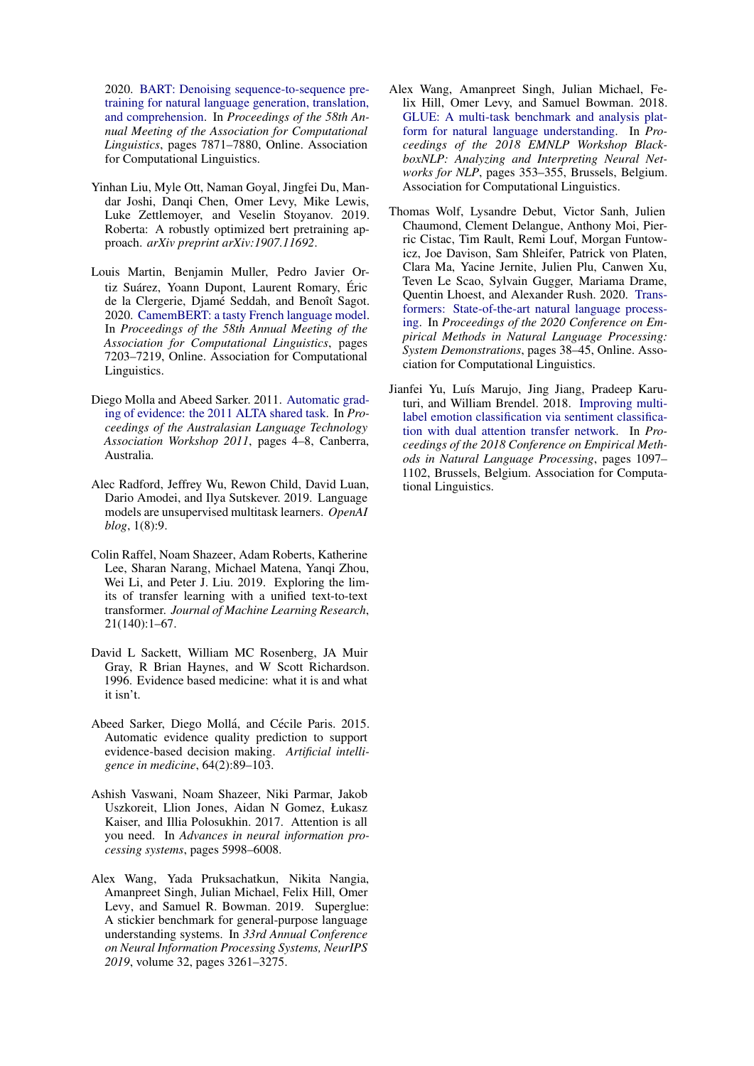2020. BART: Denoising sequence-to-sequence pre-training for natural language generation, translation, and comprehension. In *Proceedings of the 58th Annual Meeting of the Association for Computational Linguistics*, pages 7871–7880, Online. Association for Computational Linguistics.

Yinhan Liu, Myle Ott, Naman Goyal, Jingfei Du, Mandar Joshi, Danqi Chen, Omer Levy, Mike Lewis, Luke Zettlemoyer, and Veselin Stoyanov. 2019. Roberta: A robustly optimized bert pretraining approach. *arXiv preprint arXiv:1907.11692*.

Louis Martin, Benjamin Muller, Pedro Javier Ortiz Suárez, Yoann Dupont, Laurent Romary, Éric de la Clergerie, Djamé Seddah, and Benoît Sagot. 2020. CamemBERT: a tasty French language model. In *Proceedings of the 58th Annual Meeting of the Association for Computational Linguistics*, pages 7203–7219, Online. Association for Computational Linguistics.

Diego Molla and Abeed Sarker. 2011. Automatic grading of evidence: the 2011 ALTA shared task. In *Proceedings of the Australasian Language Technology Association Workshop 2011*, pages 4–8, Canberra, Australia.

Alec Radford, Jeffrey Wu, Rewon Child, David Luan, Dario Amodei, and Ilya Sutskever. 2019. Language models are unsupervised multitask learners. *OpenAI blog*, 1(8):9.

Colin Raffel, Noam Shazeer, Adam Roberts, Katherine Lee, Sharan Narang, Michael Matena, Yanqi Zhou, Wei Li, and Peter J. Liu. 2019. Exploring the limits of transfer learning with a unified text-to-text transformer. *Journal of Machine Learning Research*, 21(140):1–67.

David L Sackett, William MC Rosenberg, JA Muir Gray, R Brian Haynes, and W Scott Richardson. 1996. Evidence based medicine: what it is and what it isn't.

Abeed Sarker, Diego Mollá, and Cécile Paris. 2015. Automatic evidence quality prediction to support evidence-based decision making. *Artificial intelligence in medicine*, 64(2):89–103.

Ashish Vaswani, Noam Shazeer, Niki Parmar, Jakob Uszkoreit, Llion Jones, Aidan N Gomez, Łukasz Kaiser, and Illia Polosukhin. 2017. Attention is all you need. In *Advances in neural information processing systems*, pages 5998–6008.

Alex Wang, Yada Pruksachatkun, Nikita Nangia, Amanpreet Singh, Julian Michael, Felix Hill, Omer Levy, and Samuel R. Bowman. 2019. Superglue: A stickier benchmark for general-purpose language understanding systems. In *33rd Annual Conference on Neural Information Processing Systems, NeurIPS 2019*, volume 32, pages 3261–3275.

Alex Wang, Amanpreet Singh, Julian Michael, Felix Hill, Omer Levy, and Samuel Bowman. 2018. GLUE: A multi-task benchmark and analysis platform for natural language understanding. In *Proceedings of the 2018 EMNLP Workshop BlackboxNLP: Analyzing and Interpreting Neural Networks for NLP*, pages 353–355, Brussels, Belgium. Association for Computational Linguistics.

Thomas Wolf, Lysandre Debut, Victor Sanh, Julien Chaumond, Clement Delangue, Anthony Moi, Pierric Cistac, Tim Rault, Remi Louf, Morgan Funtowicz, Joe Davison, Sam Shleifer, Patrick von Platen, Clara Ma, Yacine Jernite, Julien Plu, Canwen Xu, Teven Le Scao, Sylvain Gugger, Mariama Drame, Quentin Lhoest, and Alexander Rush. 2020. Transformers: State-of-the-art natural language processing. In *Proceedings of the 2020 Conference on Empirical Methods in Natural Language Processing: System Demonstrations*, pages 38–45, Online. Association for Computational Linguistics.

Jianfei Yu, Luís Marujo, Jing Jiang, Pradeep Karuturi, and William Brendel. 2018. Improving multi-label emotion classification via sentiment classification with dual attention transfer network. In *Proceedings of the 2018 Conference on Empirical Methods in Natural Language Processing*, pages 1097–1102, Brussels, Belgium. Association for Computational Linguistics.